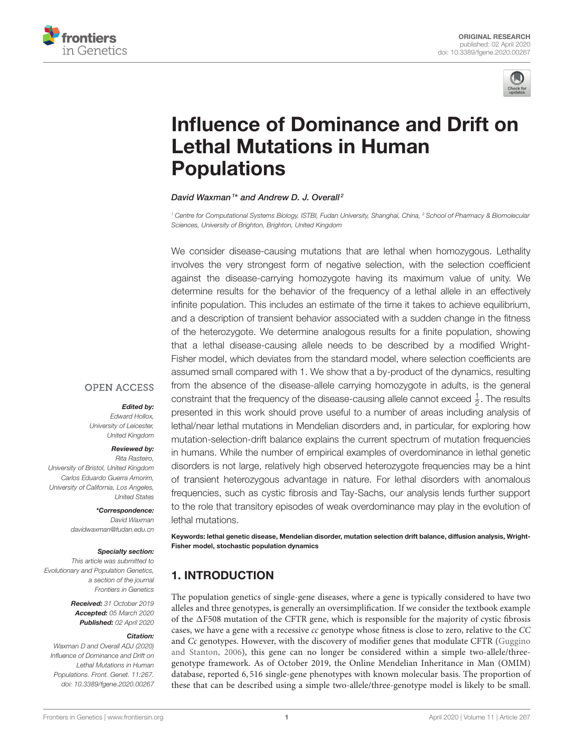ORIGINAL RESEARCH
published: 02 April 2020
doi: 10.3389/fgene.2020.00267

# Influence of Dominance and Drift on Lethal Mutations in Human Populations

*David Waxman[1]* and Andrew D. J. Overall[2]*

[1] Centre for Computational Systems Biology, ISTBI, Fudan University, Shanghai, China, [2] School of Pharmacy & Biomolecular Sciences, University of Brighton, Brighton, United Kingdom

We consider disease-causing mutations that are lethal when homozygous. Lethality involves the very strongest form of negative selection, with the selection coefficient against the disease-carrying homozygote having its maximum value of unity. We determine results for the behavior of the frequency of a lethal allele in an effectively infinite population. This includes an estimate of the time it takes to achieve equilibrium, and a description of transient behavior associated with a sudden change in the fitness of the heterozygote. We determine analogous results for a finite population, showing that a lethal disease-causing allele needs to be described by a modified Wright-Fisher model, which deviates from the standard model, where selection coefficients are assumed small compared with 1. We show that a by-product of the dynamics, resulting from the absence of the disease-allele carrying homozygote in adults, is the general constraint that the frequency of the disease-causing allele cannot exceed $\frac{1}{2}$. The results presented in this work should prove useful to a number of areas including analysis of lethal/near lethal mutations in Mendelian disorders and, in particular, for exploring how mutation-selection-drift balance explains the current spectrum of mutation frequencies in humans. While the number of empirical examples of overdominance in lethal genetic disorders is not large, relatively high observed heterozygote frequencies may be a hint of transient heterozygous advantage in nature. For lethal disorders with anomalous frequencies, such as cystic fibrosis and Tay-Sachs, our analysis lends further support to the role that transitory episodes of weak overdominance may play in the evolution of lethal mutations.

**Keywords: lethal genetic disease, Mendelian disorder, mutation selection drift balance, diffusion analysis, Wright-Fisher model, stochastic population dynamics**

OPEN ACCESS

***Edited by:***
*Edward Hollox,*
*University of Leicester,*
*United Kingdom*

***Reviewed by:***
*Rita Rasteiro,*
*University of Bristol, United Kingdom*
*Carlos Eduardo Guerra Amorim,*
*University of California, Los Angeles,*
*United States*

***\*Correspondence:***
*David Waxman*
*davidwaxman@fudan.edu.cn*

***Specialty section:***
*This article was submitted to Evolutionary and Population Genetics, a section of the journal Frontiers in Genetics*

***Received:*** *31 October 2019*
***Accepted:*** *05 March 2020*
***Published:*** *02 April 2020*

***Citation:***
*Waxman D and Overall ADJ (2020) Influence of Dominance and Drift on Lethal Mutations in Human Populations. Front. Genet. 11:267. doi: 10.3389/fgene.2020.00267*

## 1. INTRODUCTION

The population genetics of single-gene diseases, where a gene is typically considered to have two alleles and three genotypes, is generally an oversimplification. If we consider the textbook example of the ΔF508 mutation of the CFTR gene, which is responsible for the majority of cystic fibrosis cases, we have a gene with a recessive *cc* genotype whose fitness is close to zero, relative to the *CC* and *Cc* genotypes. However, with the discovery of modifier genes that modulate CFTR (Guggino and Stanton, 2006), this gene can no longer be considered within a simple two-allele/three-genotype framework. As of October 2019, the Online Mendelian Inheritance in Man (OMIM) database, reported 6,516 single-gene phenotypes with known molecular basis. The proportion of these that can be described using a simple two-allele/three-genotype model is likely to be small.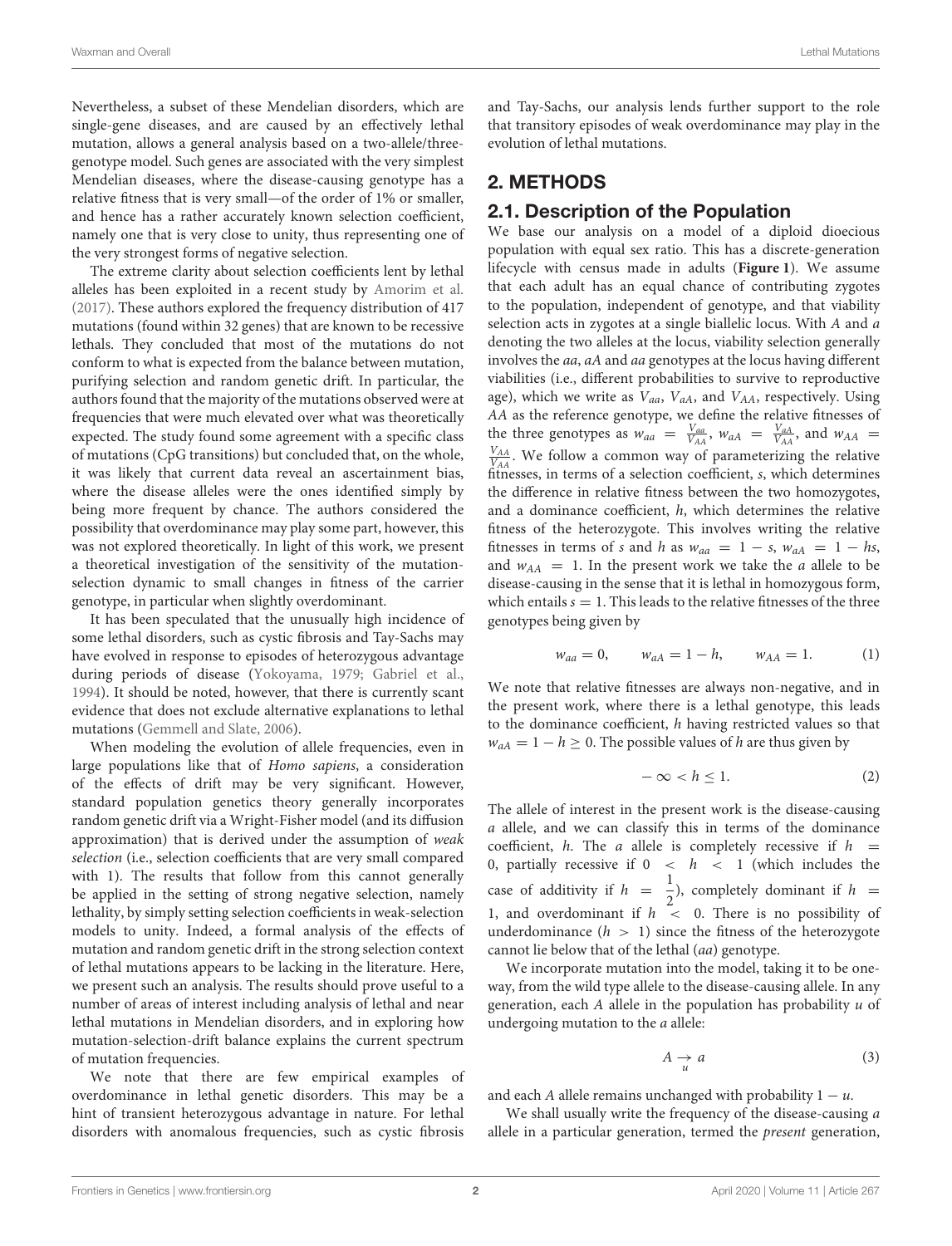Nevertheless, a subset of these Mendelian disorders, which are single-gene diseases, and are caused by an effectively lethal mutation, allows a general analysis based on a two-allele/three-genotype model. Such genes are associated with the very simplest Mendelian diseases, where the disease-causing genotype has a relative fitness that is very small—of the order of 1% or smaller, and hence has a rather accurately known selection coefficient, namely one that is very close to unity, thus representing one of the very strongest forms of negative selection.

The extreme clarity about selection coefficients lent by lethal alleles has been exploited in a recent study by Amorim et al. (2017). These authors explored the frequency distribution of 417 mutations (found within 32 genes) that are known to be recessive lethals. They concluded that most of the mutations do not conform to what is expected from the balance between mutation, purifying selection and random genetic drift. In particular, the authors found that the majority of the mutations observed were at frequencies that were much elevated over what was theoretically expected. The study found some agreement with a specific class of mutations (CpG transitions) but concluded that, on the whole, it was likely that current data reveal an ascertainment bias, where the disease alleles were the ones identified simply by being more frequent by chance. The authors considered the possibility that overdominance may play some part, however, this was not explored theoretically. In light of this work, we present a theoretical investigation of the sensitivity of the mutation-selection dynamic to small changes in fitness of the carrier genotype, in particular when slightly overdominant.

It has been speculated that the unusually high incidence of some lethal disorders, such as cystic fibrosis and Tay-Sachs may have evolved in response to episodes of heterozygous advantage during periods of disease (Yokoyama, 1979; Gabriel et al., 1994). It should be noted, however, that there is currently scant evidence that does not exclude alternative explanations to lethal mutations (Gemmell and Slate, 2006).

When modeling the evolution of allele frequencies, even in large populations like that of *Homo sapiens*, a consideration of the effects of drift may be very significant. However, standard population genetics theory generally incorporates random genetic drift via a Wright-Fisher model (and its diffusion approximation) that is derived under the assumption of *weak selection* (i.e., selection coefficients that are very small compared with 1). The results that follow from this cannot generally be applied in the setting of strong negative selection, namely lethality, by simply setting selection coefficients in weak-selection models to unity. Indeed, a formal analysis of the effects of mutation and random genetic drift in the strong selection context of lethal mutations appears to be lacking in the literature. Here, we present such an analysis. The results should prove useful to a number of areas of interest including analysis of lethal and near lethal mutations in Mendelian disorders, and in exploring how mutation-selection-drift balance explains the current spectrum of mutation frequencies.

We note that there are few empirical examples of overdominance in lethal genetic disorders. This may be a hint of transient heterozygous advantage in nature. For lethal disorders with anomalous frequencies, such as cystic fibrosis and Tay-Sachs, our analysis lends further support to the role that transitory episodes of weak overdominance may play in the evolution of lethal mutations.

## 2. METHODS

### 2.1. Description of the Population

We base our analysis on a model of a diploid dioecious population with equal sex ratio. This has a discrete-generation lifecycle with census made in adults (**Figure 1**). We assume that each adult has an equal chance of contributing zygotes to the population, independent of genotype, and that viability selection acts in zygotes at a single biallelic locus. With $A$ and $a$ denoting the two alleles at the locus, viability selection generally involves the $aa$, $aA$ and $aa$ genotypes at the locus having different viabilities (i.e., different probabilities to survive to reproductive age), which we write as $V_{aa}$, $V_{aA}$, and $V_{AA}$, respectively. Using $AA$ as the reference genotype, we define the relative fitnesses of the three genotypes as $w_{aa} = \frac{V_{aa}}{V_{AA}}$, $w_{aA} = \frac{V_{aA}}{V_{AA}}$, and $w_{AA} = \frac{V_{AA}}{V_{AA}}$. We follow a common way of parameterizing the relative fitnesses, in terms of a selection coefficient, $s$, which determines the difference in relative fitness between the two homozygotes, and a dominance coefficient, $h$, which determines the relative fitness of the heterozygote. This involves writing the relative fitnesses in terms of $s$ and $h$ as $w_{aa} = 1 - s$, $w_{aA} = 1 - hs$, and $w_{AA} = 1$. In the present work we take the $a$ allele to be disease-causing in the sense that it is lethal in homozygous form, which entails $s = 1$. This leads to the relative fitnesses of the three genotypes being given by

$$w_{aa} = 0, \qquad w_{aA} = 1 - h, \qquad w_{AA} = 1. \tag{1}$$

We note that relative fitnesses are always non-negative, and in the present work, where there is a lethal genotype, this leads to the dominance coefficient, $h$ having restricted values so that $w_{aA} = 1 - h \geq 0$. The possible values of $h$ are thus given by

$$-\infty < h \leq 1. \tag{2}$$

The allele of interest in the present work is the disease-causing $a$ allele, and we can classify this in terms of the dominance coefficient, $h$. The $a$ allele is completely recessive if $h = 0$, partially recessive if $0 < h < 1$ (which includes the case of additivity if $h = \frac{1}{2}$), completely dominant if $h = 1$, and overdominant if $h < 0$. There is no possibility of underdominance ($h > 1$) since the fitness of the heterozygote cannot lie below that of the lethal ($aa$) genotype.

We incorporate mutation into the model, taking it to be one-way, from the wild type allele to the disease-causing allele. In any generation, each $A$ allele in the population has probability $u$ of undergoing mutation to the $a$ allele:

$$A \underset{u}{\rightarrow} a \tag{3}$$

and each $A$ allele remains unchanged with probability $1 - u$.

We shall usually write the frequency of the disease-causing $a$ allele in a particular generation, termed the *present* generation,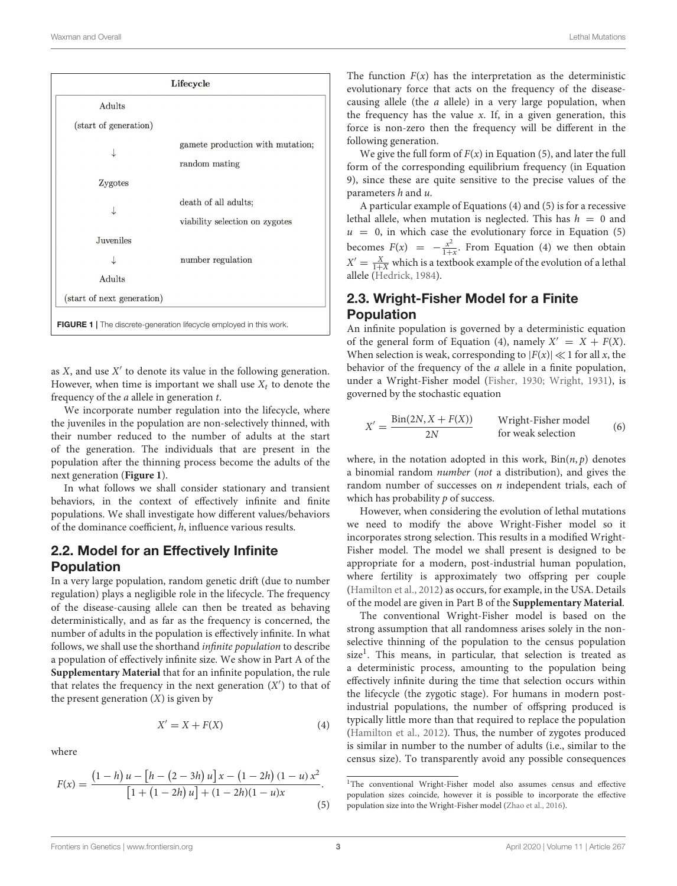**Lifecycle**

| | |
|---|---|
| Adults (start of generation) | |
| ↓ | gamete production with mutation; random mating |
| Zygotes | |
| ↓ | death of all adults; viability selection on zygotes |
| Juveniles | |
| ↓ | number regulation |
| Adults (start of next generation) | |

**FIGURE 1** | The discrete-generation lifecycle employed in this work.

as $X$, and use $X'$ to denote its value in the following generation. However, when time is important we shall use $X_t$ to denote the frequency of the $a$ allele in generation $t$.

We incorporate number regulation into the lifecycle, where the juveniles in the population are non-selectively thinned, with their number reduced to the number of adults at the start of the generation. The individuals that are present in the population after the thinning process become the adults of the next generation (**Figure 1**).

In what follows we shall consider stationary and transient behaviors, in the context of effectively infinite and finite populations. We shall investigate how different values/behaviors of the dominance coefficient, $h$, influence various results.

## 2.2. Model for an Effectively Infinite Population

In a very large population, random genetic drift (due to number regulation) plays a negligible role in the lifecycle. The frequency of the disease-causing allele can then be treated as behaving deterministically, and as far as the frequency is concerned, the number of adults in the population is effectively infinite. In what follows, we shall use the shorthand *infinite population* to describe a population of effectively infinite size. We show in Part A of the **Supplementary Material** that for an infinite population, the rule that relates the frequency in the next generation ($X'$) to that of the present generation ($X$) is given by

$$X' = X + F(X) \tag{4}$$

where

$$F(x) = \frac{(1-h)\,u - \left[h - (2-3h)\,u\right]x - (1-2h)\,(1-u)\,x^2}{\left[1 + (1-2h)\,u\right] + (1-2h)(1-u)x}. \tag{5}$$

The function $F(x)$ has the interpretation as the deterministic evolutionary force that acts on the frequency of the disease-causing allele (the $a$ allele) in a very large population, when the frequency has the value $x$. If, in a given generation, this force is non-zero then the frequency will be different in the following generation.

We give the full form of $F(x)$ in Equation (5), and later the full form of the corresponding equilibrium frequency (in Equation 9), since these are quite sensitive to the precise values of the parameters $h$ and $u$.

A particular example of Equations (4) and (5) is for a recessive lethal allele, when mutation is neglected. This has $h = 0$ and $u = 0$, in which case the evolutionary force in Equation (5) becomes $F(x) = -\frac{x^2}{1+x}$. From Equation (4) we then obtain $X' = \frac{X}{1+X}$ which is a textbook example of the evolution of a lethal allele (Hedrick, 1984).

## 2.3. Wright-Fisher Model for a Finite Population

An infinite population is governed by a deterministic equation of the general form of Equation (4), namely $X' = X + F(X)$. When selection is weak, corresponding to $|F(x)| \ll 1$ for all $x$, the behavior of the frequency of the $a$ allele in a finite population, under a Wright-Fisher model (Fisher, 1930; Wright, 1931), is governed by the stochastic equation

$$X' = \frac{\text{Bin}(2N, X + F(X))}{2N} \qquad \text{Wright-Fisher model for weak selection} \tag{6}$$

where, in the notation adopted in this work, $\text{Bin}(n, p)$ denotes a binomial random *number* (*not* a distribution), and gives the random number of successes on $n$ independent trials, each of which has probability $p$ of success.

However, when considering the evolution of lethal mutations we need to modify the above Wright-Fisher model so it incorporates strong selection. This results in a modified Wright-Fisher model. The model we shall present is designed to be appropriate for a modern, post-industrial human population, where fertility is approximately two offspring per couple (Hamilton et al., 2012) as occurs, for example, in the USA. Details of the model are given in Part B of the **Supplementary Material**.

The conventional Wright-Fisher model is based on the strong assumption that all randomness arises solely in the non-selective thinning of the population to the census population size[1]. This means, in particular, that selection is treated as a deterministic process, amounting to the population being effectively infinite during the time that selection occurs within the lifecycle (the zygotic stage). For humans in modern post-industrial populations, the number of offspring produced is typically little more than that required to replace the population (Hamilton et al., 2012). Thus, the number of zygotes produced is similar in number to the number of adults (i.e., similar to the census size). To transparently avoid any possible consequences

[1]The conventional Wright-Fisher model also assumes census and effective population sizes coincide, however it is possible to incorporate the effective population size into the Wright-Fisher model (Zhao et al., 2016).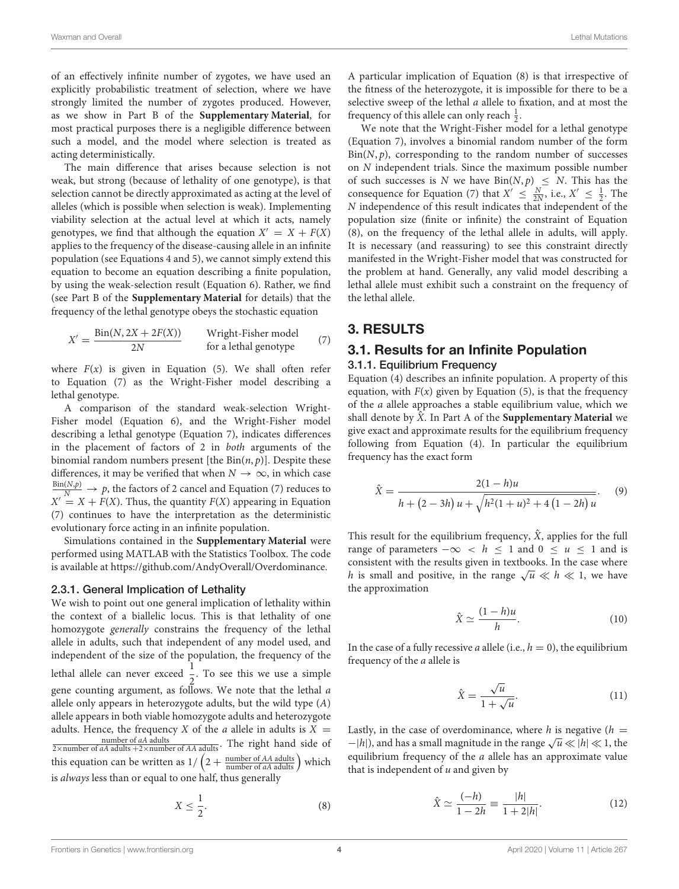of an effectively infinite number of zygotes, we have used an explicitly probabilistic treatment of selection, where we have strongly limited the number of zygotes produced. However, as we show in Part B of the **Supplementary Material**, for most practical purposes there is a negligible difference between such a model, and the model where selection is treated as acting deterministically.

The main difference that arises because selection is not weak, but strong (because of lethality of one genotype), is that selection cannot be directly approximated as acting at the level of alleles (which is possible when selection is weak). Implementing viability selection at the actual level at which it acts, namely genotypes, we find that although the equation $X' = X + F(X)$ applies to the frequency of the disease-causing allele in an infinite population (see Equations 4 and 5), we cannot simply extend this equation to become an equation describing a finite population, by using the weak-selection result (Equation 6). Rather, we find (see Part B of the **Supplementary Material** for details) that the frequency of the lethal genotype obeys the stochastic equation

$$X' = \frac{\mathrm{Bin}(N, 2X + 2F(X))}{2N} \qquad \begin{array}{l}\text{Wright-Fisher model}\\ \text{for a lethal genotype}\end{array} \tag{7}$$

where $F(x)$ is given in Equation (5). We shall often refer to Equation (7) as the Wright-Fisher model describing a lethal genotype.

A comparison of the standard weak-selection Wright-Fisher model (Equation 6), and the Wright-Fisher model describing a lethal genotype (Equation 7), indicates differences in the placement of factors of 2 in *both* arguments of the binomial random numbers present [the $\mathrm{Bin}(n, p)$]. Despite these differences, it may be verified that when $N \to \infty$, in which case $\frac{\mathrm{Bin}(N,p)}{N} \to p$, the factors of 2 cancel and Equation (7) reduces to $X' = X + F(X)$. Thus, the quantity $F(X)$ appearing in Equation (7) continues to have the interpretation as the deterministic evolutionary force acting in an infinite population.

Simulations contained in the **Supplementary Material** were performed using MATLAB with the Statistics Toolbox. The code is available at https://github.com/AndyOverall/Overdominance.

#### 2.3.1. General Implication of Lethality

We wish to point out one general implication of lethality within the context of a biallelic locus. This is that lethality of one homozygote *generally* constrains the frequency of the lethal allele in adults, such that independent of any model used, and independent of the size of the population, the frequency of the lethal allele can never exceed $\frac{1}{2}$. To see this we use a simple gene counting argument, as follows. We note that the lethal $a$ allele only appears in heterozygote adults, but the wild type ($A$) allele appears in both viable homozygote adults and heterozygote adults. Hence, the frequency $X$ of the $a$ allele in adults is $X = \frac{\text{number of } aA \text{ adults}}{2\times\text{number of } aA \text{ adults} + 2\times\text{number of } AA \text{ adults}}$. The right hand side of this equation can be written as $1/\left(2 + \frac{\text{number of } AA \text{ adults}}{\text{number of } aA \text{ adults}}\right)$ which is *always* less than or equal to one half, thus generally

$$X \leq \frac{1}{2}. \tag{8}$$

A particular implication of Equation (8) is that irrespective of the fitness of the heterozygote, it is impossible for there to be a selective sweep of the lethal $a$ allele to fixation, and at most the frequency of this allele can only reach $\frac{1}{2}$.

We note that the Wright-Fisher model for a lethal genotype (Equation 7), involves a binomial random number of the form $\mathrm{Bin}(N, p)$, corresponding to the random number of successes on $N$ independent trials. Since the maximum possible number of such successes is $N$ we have $\mathrm{Bin}(N, p) \leq N$. This has the consequence for Equation (7) that $X' \leq \frac{N}{2N}$, i.e., $X' \leq \frac{1}{2}$. The $N$ independence of this result indicates that independent of the population size (finite or infinite) the constraint of Equation (8), on the frequency of the lethal allele in adults, will apply. It is necessary (and reassuring) to see this constraint directly manifested in the Wright-Fisher model that was constructed for the problem at hand. Generally, any valid model describing a lethal allele must exhibit such a constraint on the frequency of the lethal allele.

## 3. RESULTS

### 3.1. Results for an Infinite Population

#### 3.1.1. Equilibrium Frequency

Equation (4) describes an infinite population. A property of this equation, with $F(x)$ given by Equation (5), is that the frequency of the $a$ allele approaches a stable equilibrium value, which we shall denote by $\hat{X}$. In Part A of the **Supplementary Material** we give exact and approximate results for the equilibrium frequency following from Equation (4). In particular the equilibrium frequency has the exact form

$$\hat{X} = \frac{2(1-h)u}{h + (2-3h)\,u + \sqrt{h^2(1+u)^2 + 4\,(1-2h)\,u}}. \tag{9}$$

This result for the equilibrium frequency, $\hat{X}$, applies for the full range of parameters $-\infty < h \leq 1$ and $0 \leq u \leq 1$ and is consistent with the results given in textbooks. In the case where $h$ is small and positive, in the range $\sqrt{u} \ll h \ll 1$, we have the approximation

$$\hat{X} \simeq \frac{(1-h)u}{h}. \tag{10}$$

In the case of a fully recessive $a$ allele (i.e., $h = 0$), the equilibrium frequency of the $a$ allele is

$$\hat{X} = \frac{\sqrt{u}}{1+\sqrt{u}}. \tag{11}$$

Lastly, in the case of overdominance, where $h$ is negative ($h = -|h|$), and has a small magnitude in the range $\sqrt{u} \ll |h| \ll 1$, the equilibrium frequency of the $a$ allele has an approximate value that is independent of $u$ and given by

$$\hat{X} \simeq \frac{(-h)}{1-2h} \equiv \frac{|h|}{1+2|h|}. \tag{12}$$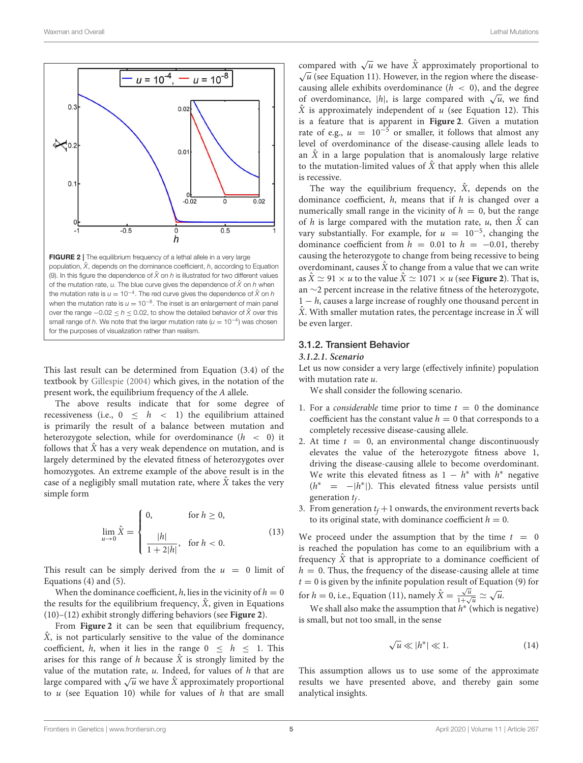FIGURE 2 | The equilibrium frequency of a lethal allele in a very large population, $\hat{X}$, depends on the dominance coefficient, $h$, according to Equation (9). In this figure the dependence of $\hat{X}$ on $h$ is illustrated for two different values of the mutation rate, $u$. The blue curve gives the dependence of $\hat{X}$ on $h$ when the mutation rate is $u = 10^{-4}$. The red curve gives the dependence of $\hat{X}$ on $h$ when the mutation rate is $u = 10^{-8}$. The inset is an enlargement of main panel over the range $-0.02 \leq h \leq 0.02$, to show the detailed behavior of $\hat{X}$ over this small range of $h$. We note that the larger mutation rate ($u = 10^{-4}$) was chosen for the purposes of visualization rather than realism.

This last result can be determined from Equation (3.4) of the textbook by Gillespie (2004) which gives, in the notation of the present work, the equilibrium frequency of the $A$ allele.

The above results indicate that for some degree of recessiveness (i.e., $0 \leq h < 1$) the equilibrium attained is primarily the result of a balance between mutation and heterozygote selection, while for overdominance ($h < 0$) it follows that $\hat{X}$ has a very weak dependence on mutation, and is largely determined by the elevated fitness of heterozygotes over homozygotes. An extreme example of the above result is in the case of a negligibly small mutation rate, where $\hat{X}$ takes the very simple form

$$\lim_{u \to 0} \hat{X} = \begin{cases} 0, & \text{for } h \geq 0, \\ \dfrac{|h|}{1 + 2|h|}, & \text{for } h < 0. \end{cases} \tag{13}$$

This result can be simply derived from the $u = 0$ limit of Equations (4) and (5).

When the dominance coefficient, $h$, lies in the vicinity of $h = 0$ the results for the equilibrium frequency, $\hat{X}$, given in Equations (10)–(12) exhibit strongly differing behaviors (see **Figure 2**).

From **Figure 2** it can be seen that equilibrium frequency, $\hat{X}$, is not particularly sensitive to the value of the dominance coefficient, $h$, when it lies in the range $0 \leq h \leq 1$. This arises for this range of $h$ because $\hat{X}$ is strongly limited by the value of the mutation rate, $u$. Indeed, for values of $h$ that are large compared with $\sqrt{u}$ we have $\hat{X}$ approximately proportional to $u$ (see Equation 10) while for values of $h$ that are small compared with $\sqrt{u}$ we have $\hat{X}$ approximately proportional to $\sqrt{u}$ (see Equation 11). However, in the region where the disease-causing allele exhibits overdominance ($h < 0$), and the degree of overdominance, $|h|$, is large compared with $\sqrt{u}$, we find $\hat{X}$ is approximately independent of $u$ (see Equation 12). This is a feature that is apparent in **Figure 2**. Given a mutation rate of e.g., $u = 10^{-5}$ or smaller, it follows that almost any level of overdominance of the disease-causing allele leads to an $\hat{X}$ in a large population that is anomalously large relative to the mutation-limited values of $\hat{X}$ that apply when this allele is recessive.

The way the equilibrium frequency, $\hat{X}$, depends on the dominance coefficient, $h$, means that if $h$ is changed over a numerically small range in the vicinity of $h = 0$, but the range of $h$ is large compared with the mutation rate, $u$, then $\hat{X}$ can vary substantially. For example, for $u = 10^{-5}$, changing the dominance coefficient from $h = 0.01$ to $h = -0.01$, thereby causing the heterozygote to change from being recessive to being overdominant, causes $\hat{X}$ to change from a value that we can write as $\hat{X} \simeq 91 \times u$ to the value $\hat{X} \simeq 1071 \times u$ (see **Figure 2**). That is, an ~2 percent increase in the relative fitness of the heterozygote, $1 - h$, causes a large increase of roughly one thousand percent in $\hat{X}$. With smaller mutation rates, the percentage increase in $\hat{X}$ will be even larger.

### 3.1.2. Transient Behavior

#### *3.1.2.1. Scenario*

Let us now consider a very large (effectively infinite) population with mutation rate $u$.

We shall consider the following scenario.

1. For a *considerable* time prior to time $t = 0$ the dominance coefficient has the constant value $h = 0$ that corresponds to a completely recessive disease-causing allele.
2. At time $t = 0$, an environmental change discontinuously elevates the value of the heterozygote fitness above 1, driving the disease-causing allele to become overdominant. We write this elevated fitness as $1 - h^*$ with $h^*$ negative ($h^* = -|h^*|$). This elevated fitness value persists until generation $t_f$.
3. From generation $t_f + 1$ onwards, the environment reverts back to its original state, with dominance coefficient $h = 0$.

We proceed under the assumption that by the time $t = 0$ is reached the population has come to an equilibrium with a frequency $\hat{X}$ that is appropriate to a dominance coefficient of $h = 0$. Thus, the frequency of the disease-causing allele at time $t = 0$ is given by the infinite population result of Equation (9) for $h = 0$, i.e., Equation (11), namely $\hat{X} = \frac{\sqrt{u}}{1+\sqrt{u}} \simeq \sqrt{u}$.

We shall also make the assumption that $h^*$ (which is negative) is small, but not too small, in the sense

$$\sqrt{u} \ll |h^*| \ll 1. \tag{14}$$

This assumption allows us to use some of the approximate results we have presented above, and thereby gain some analytical insights.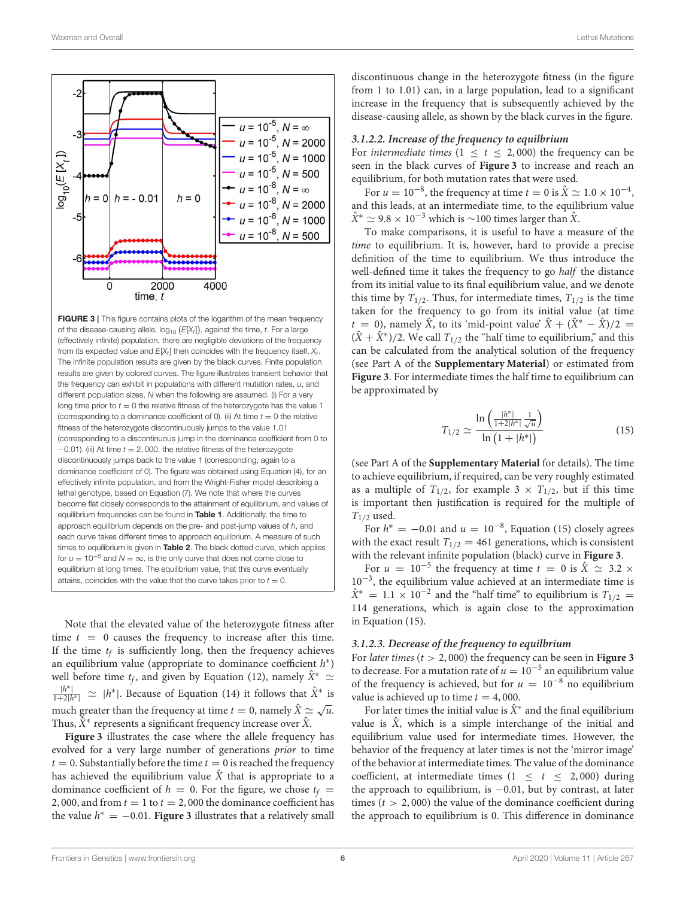**FIGURE 3 |** This figure contains plots of the logarithm of the mean frequency of the disease-causing allele, $\log_{10}(E[X_t])$, against the time, $t$. For a large (effectively infinite) population, there are negligible deviations of the frequency from its expected value and $E[X_t]$ then coincides with the frequency itself, $X_t$. The infinite population results are given by the black curves. Finite population results are given by colored curves. The figure illustrates transient behavior that the frequency can exhibit in populations with different mutation rates, $u$, and different population sizes, $N$ when the following are assumed. (i) For a very long time prior to $t = 0$ the relative fitness of the heterozygote has the value 1 (corresponding to a dominance coefficient of 0). (ii) At time $t = 0$ the relative fitness of the heterozygote discontinuously jumps to the value 1.01 (corresponding to a discontinuous jump in the dominance coefficient from 0 to $-0.01$). (iii) At time $t = 2,000$, the relative fitness of the heterozygote discontinuously jumps back to the value 1 (corresponding, again to a dominance coefficient of 0). The figure was obtained using Equation (4), for an effectively infinite population, and from the Wright-Fisher model describing a lethal genotype, based on Equation (7). We note that where the curves become flat closely corresponds to the attainment of equilibrium, and values of equilibrium frequencies can be found in **Table 1**. Additionally, the time to approach equilibrium depends on the pre- and post-jump values of $h$, and each curve takes different times to approach equilibrium. A measure of such times to equilibrium is given in **Table 2**. The black dotted curve, which applies for $u = 10^{-8}$ and $N = \infty$, is the only curve that does not come close to equilibrium at long times. The equilibrium value, that this curve eventually attains, coincides with the value that the curve takes prior to $t = 0$.

Note that the elevated value of the heterozygote fitness after time $t = 0$ causes the frequency to increase after this time. If the time $t_f$ is sufficiently long, then the frequency achieves an equilibrium value (appropriate to dominance coefficient $h^*$) well before time $t_f$, and given by Equation (12), namely $\hat{X}^* \simeq \frac{|h^*|}{1+2|h^*|} \simeq |h^*|$. Because of Equation (14) it follows that $\hat{X}^*$ is much greater than the frequency at time $t = 0$, namely $\hat{X} \simeq \sqrt{u}$. Thus, $\hat{X}^*$ represents a significant frequency increase over $\hat{X}$.

**Figure 3** illustrates the case where the allele frequency has evolved for a very large number of generations *prior* to time $t = 0$. Substantially before the time $t = 0$ is reached the frequency has achieved the equilibrium value $\hat{X}$ that is appropriate to a dominance coefficient of $h = 0$. For the figure, we chose $t_f = 2,000$, and from $t = 1$ to $t = 2,000$ the dominance coefficient has the value $h^* = -0.01$. **Figure 3** illustrates that a relatively small discontinuous change in the heterozygote fitness (in the figure from 1 to 1.01) can, in a large population, lead to a significant increase in the frequency that is subsequently achieved by the disease-causing allele, as shown by the black curves in the figure.

#### 3.1.2.2. Increase of the frequency to equilibrium

For *intermediate times* ($1 \leq t \leq 2,000$) the frequency can be seen in the black curves of **Figure 3** to increase and reach an equilibrium, for both mutation rates that were used.

For $u = 10^{-8}$, the frequency at time $t = 0$ is $\hat{X} \simeq 1.0 \times 10^{-4}$, and this leads, at an intermediate time, to the equilibrium value $\hat{X}^* \simeq 9.8 \times 10^{-3}$ which is ~100 times larger than $\hat{X}$.

To make comparisons, it is useful to have a measure of the *time* to equilibrium. It is, however, hard to provide a precise definition of the time to equilibrium. We thus introduce the well-defined time it takes the frequency to go *half* the distance from its initial value to its final equilibrium value, and we denote this time by $T_{1/2}$. Thus, for intermediate times, $T_{1/2}$ is the time taken for the frequency to go from its initial value (at time $t = 0$), namely $\hat{X}$, to its 'mid-point value' $\hat{X} + (\hat{X}^* - \hat{X})/2 = (\hat{X} + \hat{X}^*)/2$. We call $T_{1/2}$ the "half time to equilibrium," and this can be calculated from the analytical solution of the frequency (see Part A of the **Supplementary Material**) or estimated from **Figure 3**. For intermediate times the half time to equilibrium can be approximated by

$$T_{1/2} \simeq \frac{\ln\left(\frac{|h^*|}{1+2|h^*|}\frac{1}{\sqrt{u}}\right)}{\ln\left(1+|h^*|\right)} \tag{15}$$

(see Part A of the **Supplementary Material** for details). The time to achieve equilibrium, if required, can be very roughly estimated as a multiple of $T_{1/2}$, for example $3 \times T_{1/2}$, but if this time is important then justification is required for the multiple of $T_{1/2}$ used.

For $h^* = -0.01$ and $u = 10^{-8}$, Equation (15) closely agrees with the exact result $T_{1/2} = 461$ generations, which is consistent with the relevant infinite population (black) curve in **Figure 3**.

For $u = 10^{-5}$ the frequency at time $t = 0$ is $\hat{X} \simeq 3.2 \times 10^{-3}$, the equilibrium value achieved at an intermediate time is $\hat{X}^* = 1.1 \times 10^{-2}$ and the "half time" to equilibrium is $T_{1/2} = 114$ generations, which is again close to the approximation in Equation (15).

#### 3.1.2.3. Decrease of the frequency to equlibrium

For *later times* ($t > 2,000$) the frequency can be seen in **Figure 3** to decrease. For a mutation rate of $u = 10^{-5}$ an equilibrium value of the frequency is achieved, but for $u = 10^{-8}$ no equilibrium value is achieved up to time $t = 4,000$.

For later times the initial value is $\hat{X}^*$ and the final equilibrium value is $\hat{X}$, which is a simple interchange of the initial and equilibrium value used for intermediate times. However, the behavior of the frequency at later times is not the 'mirror image' of the behavior at intermediate times. The value of the dominance coefficient, at intermediate times ($1 \leq t \leq 2,000$) during the approach to equilibrium, is $-0.01$, but by contrast, at later times ($t > 2,000$) the value of the dominance coefficient during the approach to equilibrium is 0. This difference in dominance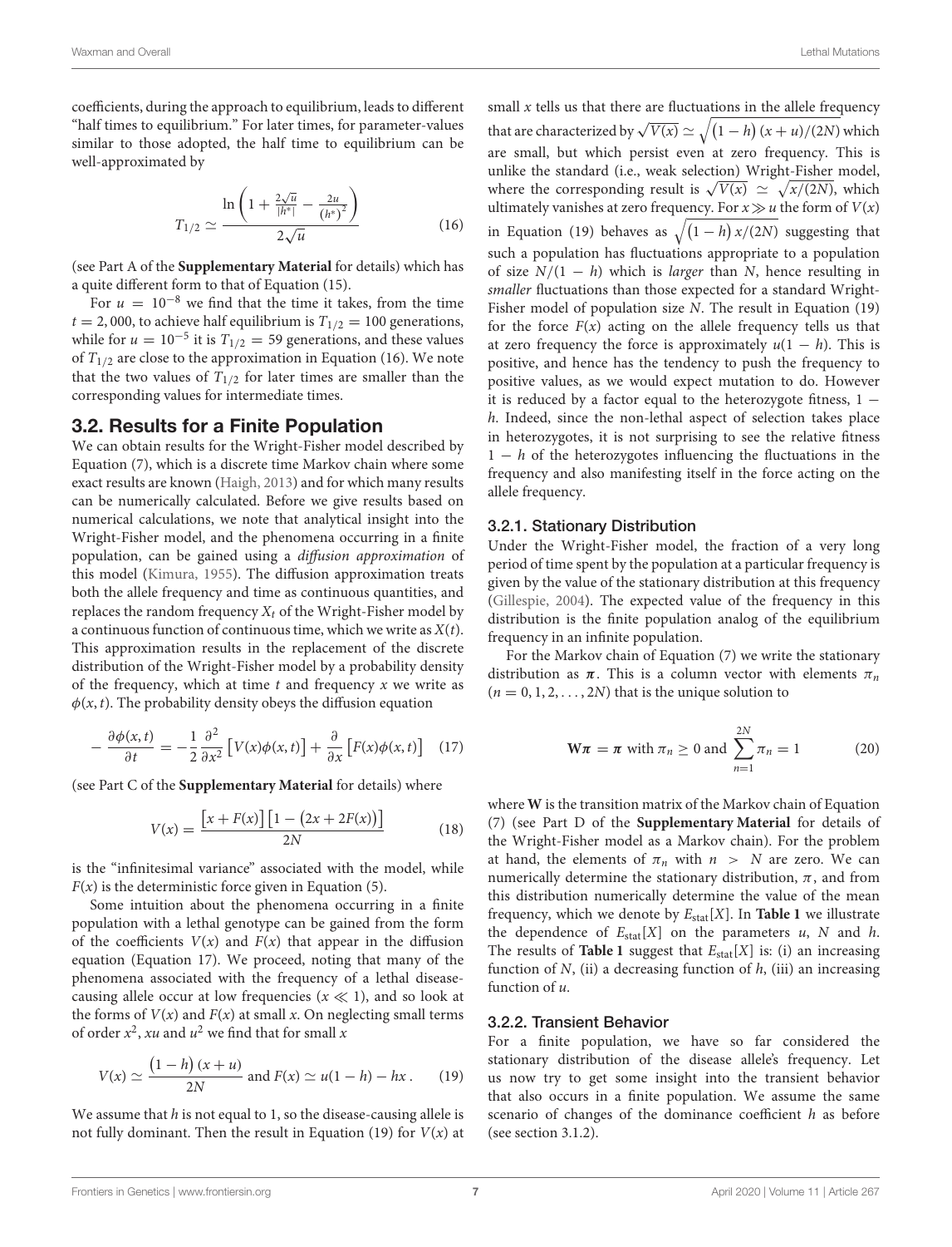coefficients, during the approach to equilibrium, leads to different "half times to equilibrium." For later times, for parameter-values similar to those adopted, the half time to equilibrium can be well-approximated by

$$T_{1/2} \simeq \frac{\ln\left(1 + \frac{2\sqrt{u}}{|h^*|} - \frac{2u}{(h^*)^2}\right)}{2\sqrt{u}} \quad (16)$$

(see Part A of the **Supplementary Material** for details) which has a quite different form to that of Equation (15).

For $u = 10^{-8}$ we find that the time it takes, from the time $t = 2,000$, to achieve half equilibrium is $T_{1/2} = 100$ generations, while for $u = 10^{-5}$ it is $T_{1/2} = 59$ generations, and these values of $T_{1/2}$ are close to the approximation in Equation (16). We note that the two values of $T_{1/2}$ for later times are smaller than the corresponding values for intermediate times.

## 3.2. Results for a Finite Population

We can obtain results for the Wright-Fisher model described by Equation (7), which is a discrete time Markov chain where some exact results are known (Haigh, 2013) and for which many results can be numerically calculated. Before we give results based on numerical calculations, we note that analytical insight into the Wright-Fisher model, and the phenomena occurring in a finite population, can be gained using a *diffusion approximation* of this model (Kimura, 1955). The diffusion approximation treats both the allele frequency and time as continuous quantities, and replaces the random frequency $X_t$ of the Wright-Fisher model by a continuous function of continuous time, which we write as $X(t)$. This approximation results in the replacement of the discrete distribution of the Wright-Fisher model by a probability density of the frequency, which at time $t$ and frequency $x$ we write as $\phi(x, t)$. The probability density obeys the diffusion equation

$$-\frac{\partial \phi(x,t)}{\partial t} = -\frac{1}{2}\frac{\partial^2}{\partial x^2}\left[V(x)\phi(x,t)\right] + \frac{\partial}{\partial x}\left[F(x)\phi(x,t)\right] \quad (17)$$

(see Part C of the **Supplementary Material** for details) where

$$V(x) = \frac{\left[x + F(x)\right]\left[1 - \left(2x + 2F(x)\right)\right]}{2N} \quad (18)$$

is the "infinitesimal variance" associated with the model, while $F(x)$ is the deterministic force given in Equation (5).

Some intuition about the phenomena occurring in a finite population with a lethal genotype can be gained from the form of the coefficients $V(x)$ and $F(x)$ that appear in the diffusion equation (Equation 17). We proceed, noting that many of the phenomena associated with the frequency of a lethal disease-causing allele occur at low frequencies ($x \ll 1$), and so look at the forms of $V(x)$ and $F(x)$ at small $x$. On neglecting small terms of order $x^2$, $xu$ and $u^2$ we find that for small $x$

$$V(x) \simeq \frac{\left(1-h\right)(x+u)}{2N} \text{ and } F(x) \simeq u(1-h) - hx\,. \quad (19)$$

We assume that $h$ is not equal to 1, so the disease-causing allele is not fully dominant. Then the result in Equation (19) for $V(x)$ at small $x$ tells us that there are fluctuations in the allele frequency that are characterized by $\sqrt{V(x)} \simeq \sqrt{\left(1-h\right)(x+u)/(2N)}$ which are small, but which persist even at zero frequency. This is unlike the standard (i.e., weak selection) Wright-Fisher model, where the corresponding result is $\sqrt{V(x)} \simeq \sqrt{x/(2N)}$, which ultimately vanishes at zero frequency. For $x \gg u$ the form of $V(x)$ in Equation (19) behaves as $\sqrt{\left(1-h\right)x/(2N)}$ suggesting that such a population has fluctuations appropriate to a population of size $N/(1-h)$ which is *larger* than $N$, hence resulting in *smaller* fluctuations than those expected for a standard Wright-Fisher model of population size $N$. The result in Equation (19) for the force $F(x)$ acting on the allele frequency tells us that at zero frequency the force is approximately $u(1-h)$. This is positive, and hence has the tendency to push the frequency to positive values, as we would expect mutation to do. However it is reduced by a factor equal to the heterozygote fitness, $1-h$. Indeed, since the non-lethal aspect of selection takes place in heterozygotes, it is not surprising to see the relative fitness $1-h$ of the heterozygotes influencing the fluctuations in the frequency and also manifesting itself in the force acting on the allele frequency.

### 3.2.1. Stationary Distribution

Under the Wright-Fisher model, the fraction of a very long period of time spent by the population at a particular frequency is given by the value of the stationary distribution at this frequency (Gillespie, 2004). The expected value of the frequency in this distribution is the finite population analog of the equilibrium frequency in an infinite population.

For the Markov chain of Equation (7) we write the stationary distribution as $\boldsymbol{\pi}$. This is a column vector with elements $\pi_n$ ($n = 0, 1, 2, \ldots, 2N$) that is the unique solution to

$$\mathbf{W}\boldsymbol{\pi} = \boldsymbol{\pi} \text{ with } \pi_n \geq 0 \text{ and } \sum_{n=1}^{2N}\pi_n = 1 \quad (20)$$

where $\mathbf{W}$ is the transition matrix of the Markov chain of Equation (7) (see Part D of the **Supplementary Material** for details of the Wright-Fisher model as a Markov chain). For the problem at hand, the elements of $\pi_n$ with $n > N$ are zero. We can numerically determine the stationary distribution, $\pi$, and from this distribution numerically determine the value of the mean frequency, which we denote by $E_{\text{stat}}[X]$. In **Table 1** we illustrate the dependence of $E_{\text{stat}}[X]$ on the parameters $u$, $N$ and $h$. The results of **Table 1** suggest that $E_{\text{stat}}[X]$ is: (i) an increasing function of $N$, (ii) a decreasing function of $h$, (iii) an increasing function of $u$.

### 3.2.2. Transient Behavior

For a finite population, we have so far considered the stationary distribution of the disease allele's frequency. Let us now try to get some insight into the transient behavior that also occurs in a finite population. We assume the same scenario of changes of the dominance coefficient $h$ as before (see section 3.1.2).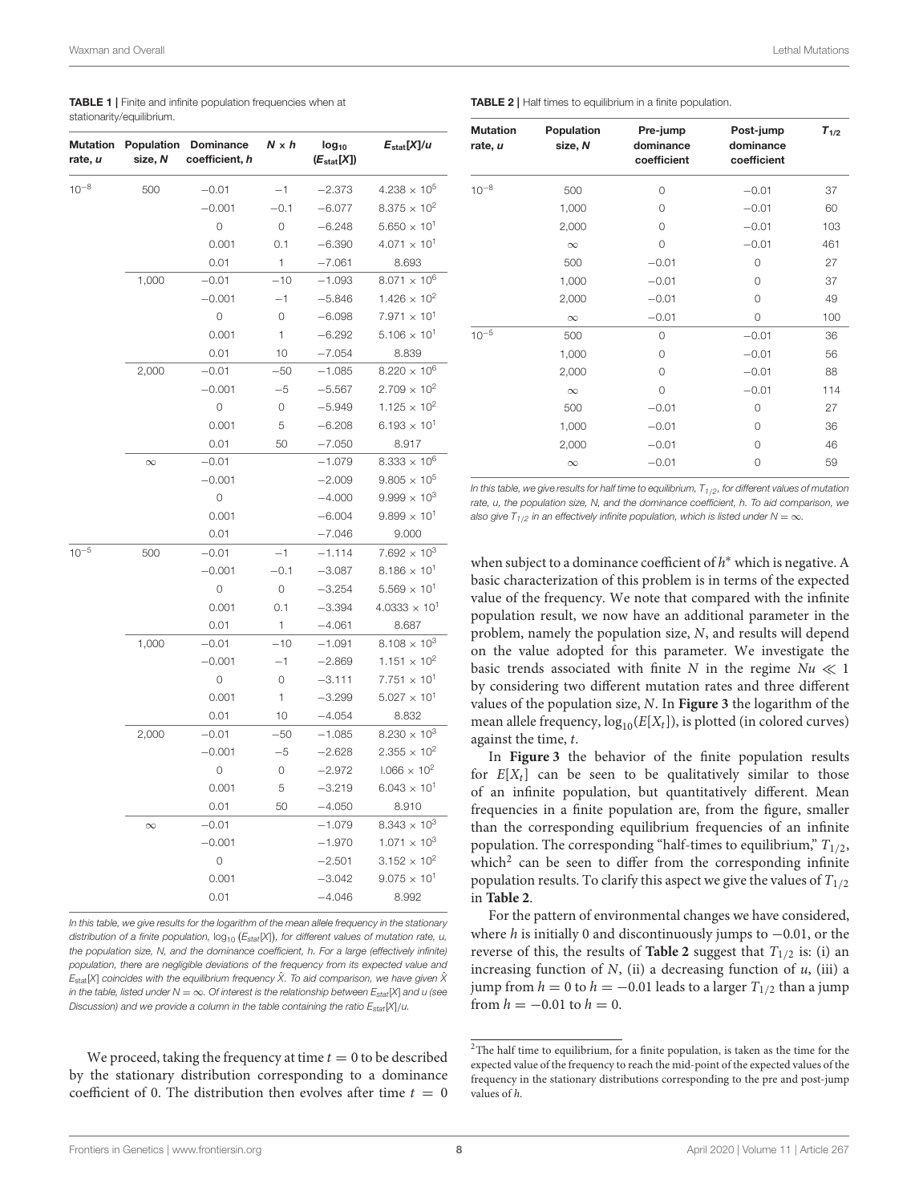**TABLE 1** | Finite and infinite population frequencies when at stationarity/equilibrium.

| Mutation rate, $u$ | Population size, $N$ | Dominance coefficient, $h$ | $N \times h$ | $\log_{10}(E_{stat}[X])$ | $E_{stat}[X]/u$ |
|---|---|---|---|---|---|
| $10^{-8}$ | 500 | −0.01 | −1 | −2.373 | $4.238 \times 10^5$ |
| | | −0.001 | −0.1 | −6.077 | $8.375 \times 10^2$ |
| | | 0 | 0 | −6.248 | $5.650 \times 10^1$ |
| | | 0.001 | 0.1 | −6.390 | $4.071 \times 10^1$ |
| | | 0.01 | 1 | −7.061 | 8.693 |
| | 1,000 | −0.01 | −10 | −1.093 | $8.071 \times 10^6$ |
| | | −0.001 | −1 | −5.846 | $1.426 \times 10^2$ |
| | | 0 | 0 | −6.098 | $7.971 \times 10^1$ |
| | | 0.001 | 1 | −6.292 | $5.106 \times 10^1$ |
| | | 0.01 | 10 | −7.054 | 8.839 |
| | 2,000 | −0.01 | −50 | −1.085 | $8.220 \times 10^6$ |
| | | −0.001 | −5 | −5.567 | $2.709 \times 10^2$ |
| | | 0 | 0 | −5.949 | $1.125 \times 10^2$ |
| | | 0.001 | 5 | −6.208 | $6.193 \times 10^1$ |
| | | 0.01 | 50 | −7.050 | 8.917 |
| | $\infty$ | −0.01 | | −1.079 | $8.333 \times 10^6$ |
| | | −0.001 | | −2.009 | $9.805 \times 10^5$ |
| | | 0 | | −4.000 | $9.999 \times 10^3$ |
| | | 0.001 | | −6.004 | $9.899 \times 10^1$ |
| | | 0.01 | | −7.046 | 9.000 |
| $10^{-5}$ | 500 | −0.01 | −1 | −1.114 | $7.692 \times 10^3$ |
| | | −0.001 | −0.1 | −3.087 | $8.186 \times 10^1$ |
| | | 0 | 0 | −3.254 | $5.569 \times 10^1$ |
| | | 0.001 | 0.1 | −3.394 | $4.0333 \times 10^1$ |
| | | 0.01 | 1 | −4.061 | 8.687 |
| | 1,000 | −0.01 | −10 | −1.091 | $8.108 \times 10^3$ |
| | | −0.001 | −1 | −2.869 | $1.151 \times 10^2$ |
| | | 0 | 0 | −3.111 | $7.751 \times 10^1$ |
| | | 0.001 | 1 | −3.299 | $5.027 \times 10^1$ |
| | | 0.01 | 10 | −4.054 | 8.832 |
| | 2,000 | −0.01 | −50 | −1.085 | $8.230 \times 10^3$ |
| | | −0.001 | −5 | −2.628 | $2.355 \times 10^2$ |
| | | 0 | 0 | −2.972 | $1.066 \times 10^2$ |
| | | 0.001 | 5 | −3.219 | $6.043 \times 10^1$ |
| | | 0.01 | 50 | −4.050 | 8.910 |
| | $\infty$ | −0.01 | | −1.079 | $8.343 \times 10^3$ |
| | | −0.001 | | −1.970 | $1.071 \times 10^3$ |
| | | 0 | | −2.501 | $3.152 \times 10^2$ |
| | | 0.001 | | −3.042 | $9.075 \times 10^1$ |
| | | 0.01 | | −4.046 | 8.992 |

*In this table, we give results for the logarithm of the mean allele frequency in the stationary distribution of a finite population, $\log_{10}(E_{stat}[X])$, for different values of mutation rate, u, the population size, N, and the dominance coefficient, h. For a large (effectively infinite) population, there are negligible deviations of the frequency from its expected value and $E_{stat}[X]$ coincides with the equilibrium frequency $\hat{X}$. To aid comparison, we have given $\hat{X}$ in the table, listed under $N = \infty$. Of interest is the relationship between $E_{stat}[X]$ and u (see Discussion) and we provide a column in the table containing the ratio $E_{stat}[X]/u$.*

We proceed, taking the frequency at time $t = 0$ to be described by the stationary distribution corresponding to a dominance coefficient of 0. The distribution then evolves after time $t = 0$ when subject to a dominance coefficient of $h^*$ which is negative. A basic characterization of this problem is in terms of the expected value of the frequency. We note that compared with the infinite population result, we now have an additional parameter in the problem, namely the population size, $N$, and results will depend on the value adopted for this parameter. We investigate the basic trends associated with finite $N$ in the regime $Nu \ll 1$ by considering two different mutation rates and three different values of the population size, $N$. In **Figure 3** the logarithm of the mean allele frequency, $\log_{10}(E[X_t])$, is plotted (in colored curves) against the time, $t$.

**TABLE 2** | Half times to equilibrium in a finite population.

| Mutation rate, $u$ | Population size, $N$ | Pre-jump dominance coefficient | Post-jump dominance coefficient | $T_{1/2}$ |
|---|---|---|---|---|
| $10^{-8}$ | 500 | 0 | −0.01 | 37 |
| | 1,000 | 0 | −0.01 | 60 |
| | 2,000 | 0 | −0.01 | 103 |
| | $\infty$ | 0 | −0.01 | 461 |
| | 500 | −0.01 | 0 | 27 |
| | 1,000 | −0.01 | 0 | 37 |
| | 2,000 | −0.01 | 0 | 49 |
| | $\infty$ | −0.01 | 0 | 100 |
| $10^{-5}$ | 500 | 0 | −0.01 | 36 |
| | 1,000 | 0 | −0.01 | 56 |
| | 2,000 | 0 | −0.01 | 88 |
| | $\infty$ | 0 | −0.01 | 114 |
| | 500 | −0.01 | 0 | 27 |
| | 1,000 | −0.01 | 0 | 36 |
| | 2,000 | −0.01 | 0 | 46 |
| | $\infty$ | −0.01 | 0 | 59 |

*In this table, we give results for half time to equilibrium, $T_{1/2}$, for different values of mutation rate, u, the population size, N, and the dominance coefficient, h. To aid comparison, we also give $T_{1/2}$ in an effectively infinite population, which is listed under $N = \infty$.*

In **Figure 3** the behavior of the finite population results for $E[X_t]$ can be seen to be qualitatively similar to those of an infinite population, but quantitatively different. Mean frequencies in a finite population are, from the figure, smaller than the corresponding equilibrium frequencies of an infinite population. The corresponding "half-times to equilibrium," $T_{1/2}$, which[2] can be seen to differ from the corresponding infinite population results. To clarify this aspect we give the values of $T_{1/2}$ in **Table 2**.

For the pattern of environmental changes we have considered, where $h$ is initially 0 and discontinuously jumps to −0.01, or the reverse of this, the results of **Table 2** suggest that $T_{1/2}$ is: (i) an increasing function of $N$, (ii) a decreasing function of $u$, (iii) a jump from $h = 0$ to $h = -0.01$ leads to a larger $T_{1/2}$ than a jump from $h = -0.01$ to $h = 0$.

[2] The half time to equilibrium, for a finite population, is taken as the time for the expected value of the frequency to reach the mid-point of the expected values of the frequency in the stationary distributions corresponding to the pre and post-jump values of $h$.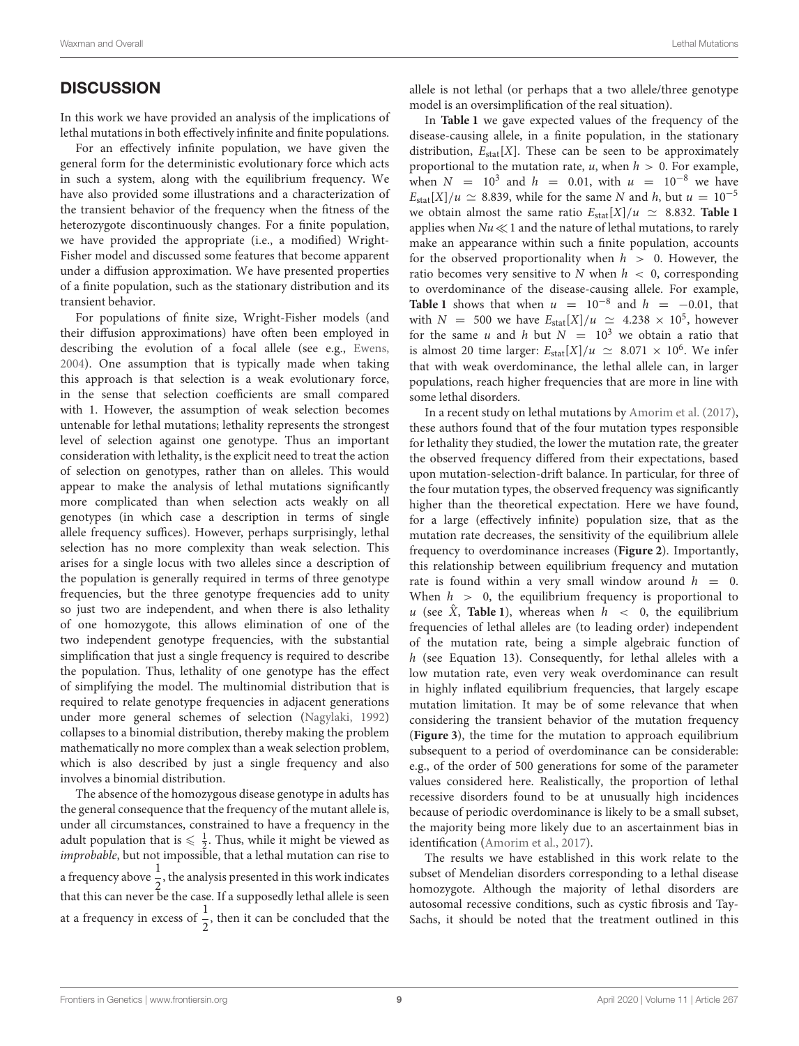## DISCUSSION

In this work we have provided an analysis of the implications of lethal mutations in both effectively infinite and finite populations.

For an effectively infinite population, we have given the general form for the deterministic evolutionary force which acts in such a system, along with the equilibrium frequency. We have also provided some illustrations and a characterization of the transient behavior of the frequency when the fitness of the heterozygote discontinuously changes. For a finite population, we have provided the appropriate (i.e., a modified) Wright-Fisher model and discussed some features that become apparent under a diffusion approximation. We have presented properties of a finite population, such as the stationary distribution and its transient behavior.

For populations of finite size, Wright-Fisher models (and their diffusion approximations) have often been employed in describing the evolution of a focal allele (see e.g., Ewens, 2004). One assumption that is typically made when taking this approach is that selection is a weak evolutionary force, in the sense that selection coefficients are small compared with 1. However, the assumption of weak selection becomes untenable for lethal mutations; lethality represents the strongest level of selection against one genotype. Thus an important consideration with lethality, is the explicit need to treat the action of selection on genotypes, rather than on alleles. This would appear to make the analysis of lethal mutations significantly more complicated than when selection acts weakly on all genotypes (in which case a description in terms of single allele frequency suffices). However, perhaps surprisingly, lethal selection has no more complexity than weak selection. This arises for a single locus with two alleles since a description of the population is generally required in terms of three genotype frequencies, but the three genotype frequencies add to unity so just two are independent, and when there is also lethality of one homozygote, this allows elimination of one of the two independent genotype frequencies, with the substantial simplification that just a single frequency is required to describe the population. Thus, lethality of one genotype has the effect of simplifying the model. The multinomial distribution that is required to relate genotype frequencies in adjacent generations under more general schemes of selection (Nagylaki, 1992) collapses to a binomial distribution, thereby making the problem mathematically no more complex than a weak selection problem, which is also described by just a single frequency and also involves a binomial distribution.

The absence of the homozygous disease genotype in adults has the general consequence that the frequency of the mutant allele is, under all circumstances, constrained to have a frequency in the adult population that is $\leqslant \frac{1}{2}$. Thus, while it might be viewed as *improbable*, but not impossible, that a lethal mutation can rise to a frequency above $\frac{1}{2}$, the analysis presented in this work indicates that this can never be the case. If a supposedly lethal allele is seen at a frequency in excess of $\frac{1}{2}$, then it can be concluded that the allele is not lethal (or perhaps that a two allele/three genotype model is an oversimplification of the real situation).

In **Table 1** we gave expected values of the frequency of the disease-causing allele, in a finite population, in the stationary distribution, $E_{\text{stat}}[X]$. These can be seen to be approximately proportional to the mutation rate, $u$, when $h > 0$. For example, when $N = 10^3$ and $h = 0.01$, with $u = 10^{-8}$ we have $E_{\text{stat}}[X]/u \simeq 8.839$, while for the same $N$ and $h$, but $u = 10^{-5}$ we obtain almost the same ratio $E_{\text{stat}}[X]/u \simeq 8.832$. **Table 1** applies when $Nu \ll 1$ and the nature of lethal mutations, to rarely make an appearance within such a finite population, accounts for the observed proportionality when $h > 0$. However, the ratio becomes very sensitive to $N$ when $h < 0$, corresponding to overdominance of the disease-causing allele. For example, **Table 1** shows that when $u = 10^{-8}$ and $h = -0.01$, that with $N = 500$ we have $E_{\text{stat}}[X]/u \simeq 4.238 \times 10^5$, however for the same $u$ and $h$ but $N = 10^3$ we obtain a ratio that is almost 20 time larger: $E_{\text{stat}}[X]/u \simeq 8.071 \times 10^6$. We infer that with weak overdominance, the lethal allele can, in larger populations, reach higher frequencies that are more in line with some lethal disorders.

In a recent study on lethal mutations by Amorim et al. (2017), these authors found that of the four mutation types responsible for lethality they studied, the lower the mutation rate, the greater the observed frequency differed from their expectations, based upon mutation-selection-drift balance. In particular, for three of the four mutation types, the observed frequency was significantly higher than the theoretical expectation. Here we have found, for a large (effectively infinite) population size, that as the mutation rate decreases, the sensitivity of the equilibrium allele frequency to overdominance increases (**Figure 2**). Importantly, this relationship between equilibrium frequency and mutation rate is found within a very small window around $h = 0$. When $h > 0$, the equilibrium frequency is proportional to $u$ (see $\hat{X}$, **Table 1**), whereas when $h < 0$, the equilibrium frequencies of lethal alleles are (to leading order) independent of the mutation rate, being a simple algebraic function of $h$ (see Equation 13). Consequently, for lethal alleles with a low mutation rate, even very weak overdominance can result in highly inflated equilibrium frequencies, that largely escape mutation limitation. It may be of some relevance that when considering the transient behavior of the mutation frequency (**Figure 3**), the time for the mutation to approach equilibrium subsequent to a period of overdominance can be considerable: e.g., of the order of 500 generations for some of the parameter values considered here. Realistically, the proportion of lethal recessive disorders found to be at unusually high incidences because of periodic overdominance is likely to be a small subset, the majority being more likely due to an ascertainment bias in identification (Amorim et al., 2017).

The results we have established in this work relate to the subset of Mendelian disorders corresponding to a lethal disease homozygote. Although the majority of lethal disorders are autosomal recessive conditions, such as cystic fibrosis and Tay-Sachs, it should be noted that the treatment outlined in this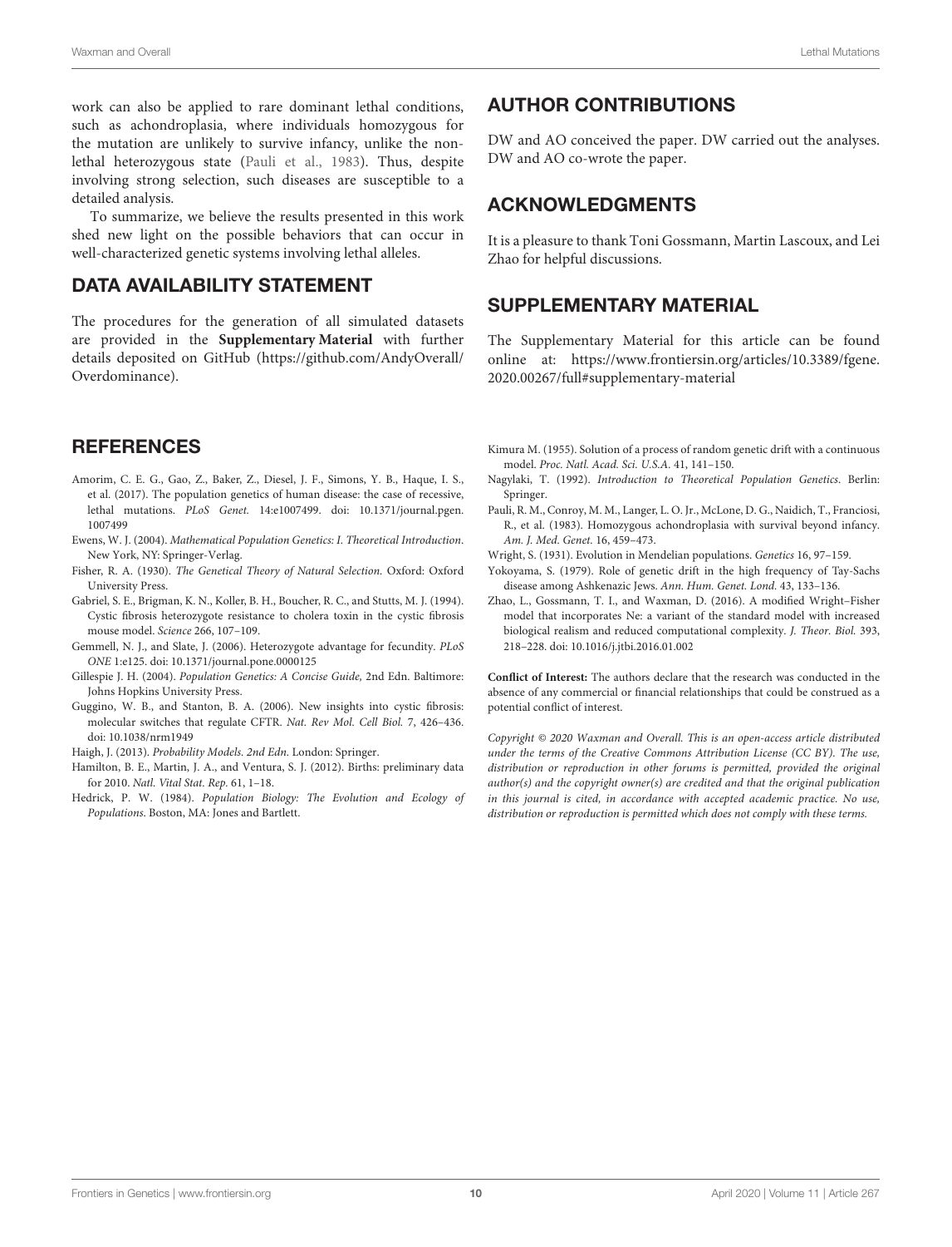work can also be applied to rare dominant lethal conditions, such as achondroplasia, where individuals homozygous for the mutation are unlikely to survive infancy, unlike the non-lethal heterozygous state (Pauli et al., 1983). Thus, despite involving strong selection, such diseases are susceptible to a detailed analysis.

To summarize, we believe the results presented in this work shed new light on the possible behaviors that can occur in well-characterized genetic systems involving lethal alleles.

## DATA AVAILABILITY STATEMENT

The procedures for the generation of all simulated datasets are provided in the **Supplementary Material** with further details deposited on GitHub (https://github.com/AndyOverall/Overdominance).

## AUTHOR CONTRIBUTIONS

DW and AO conceived the paper. DW carried out the analyses. DW and AO co-wrote the paper.

## ACKNOWLEDGMENTS

It is a pleasure to thank Toni Gossmann, Martin Lascoux, and Lei Zhao for helpful discussions.

## SUPPLEMENTARY MATERIAL

The Supplementary Material for this article can be found online at: https://www.frontiersin.org/articles/10.3389/fgene.2020.00267/full#supplementary-material

## REFERENCES

Amorim, C. E. G., Gao, Z., Baker, Z., Diesel, J. F., Simons, Y. B., Haque, I. S., et al. (2017). The population genetics of human disease: the case of recessive, lethal mutations. *PLoS Genet.* 14:e1007499. doi: 10.1371/journal.pgen.1007499

Ewens, W. J. (2004). *Mathematical Population Genetics: I. Theoretical Introduction*. New York, NY: Springer-Verlag.

Fisher, R. A. (1930). *The Genetical Theory of Natural Selection*. Oxford: Oxford University Press.

Gabriel, S. E., Brigman, K. N., Koller, B. H., Boucher, R. C., and Stutts, M. J. (1994). Cystic fibrosis heterozygote resistance to cholera toxin in the cystic fibrosis mouse model. *Science* 266, 107–109.

Gemmell, N. J., and Slate, J. (2006). Heterozygote advantage for fecundity. *PLoS ONE* 1:e125. doi: 10.1371/journal.pone.0000125

Gillespie J. H. (2004). *Population Genetics: A Concise Guide,* 2nd Edn. Baltimore: Johns Hopkins University Press.

Guggino, W. B., and Stanton, B. A. (2006). New insights into cystic fibrosis: molecular switches that regulate CFTR. *Nat. Rev Mol. Cell Biol.* 7, 426–436. doi: 10.1038/nrm1949

Haigh, J. (2013). *Probability Models. 2nd Edn.* London: Springer.

Hamilton, B. E., Martin, J. A., and Ventura, S. J. (2012). Births: preliminary data for 2010. *Natl. Vital Stat. Rep.* 61, 1–18.

Hedrick, P. W. (1984). *Population Biology: The Evolution and Ecology of Populations*. Boston, MA: Jones and Bartlett.

Kimura M. (1955). Solution of a process of random genetic drift with a continuous model. *Proc. Natl. Acad. Sci. U.S.A.* 41, 141–150.

Nagylaki, T. (1992). *Introduction to Theoretical Population Genetics*. Berlin: Springer.

Pauli, R. M., Conroy, M. M., Langer, L. O. Jr., McLone, D. G., Naidich, T., Franciosi, R., et al. (1983). Homozygous achondroplasia with survival beyond infancy. *Am. J. Med. Genet.* 16, 459–473.

Wright, S. (1931). Evolution in Mendelian populations. *Genetics* 16, 97–159.

Yokoyama, S. (1979). Role of genetic drift in the high frequency of Tay-Sachs disease among Ashkenazic Jews. *Ann. Hum. Genet. Lond.* 43, 133–136.

Zhao, L., Gossmann, T. I., and Waxman, D. (2016). A modified Wright–Fisher model that incorporates Ne: a variant of the standard model with increased biological realism and reduced computational complexity. *J. Theor. Biol.* 393, 218–228. doi: 10.1016/j.jtbi.2016.01.002

**Conflict of Interest:** The authors declare that the research was conducted in the absence of any commercial or financial relationships that could be construed as a potential conflict of interest.

*Copyright © 2020 Waxman and Overall. This is an open-access article distributed under the terms of the Creative Commons Attribution License (CC BY). The use, distribution or reproduction in other forums is permitted, provided the original author(s) and the copyright owner(s) are credited and that the original publication in this journal is cited, in accordance with accepted academic practice. No use, distribution or reproduction is permitted which does not comply with these terms.*